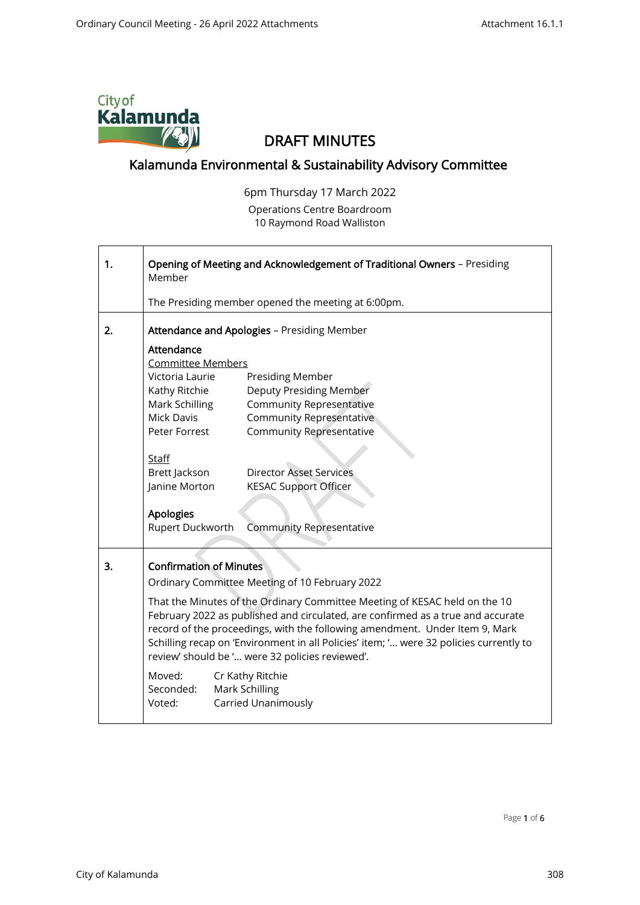# DRAFT MINUTES

## Kalamunda Environmental & Sustainability Advisory Committee

6pm Thursday 17 March 2022

Operations Centre Boardroom
10 Raymond Road Walliston

| | |
|---|---|
| 1. | **Opening of Meeting and Acknowledgement of Traditional Owners** – Presiding Member<br><br>The Presiding member opened the meeting at 6:00pm. |
| 2. | **Attendance and Apologies** – Presiding Member<br><br>**Attendance**<br>Committee Members<br>Victoria Laurie — Presiding Member<br>Kathy Ritchie — Deputy Presiding Member<br>Mark Schilling — Community Representative<br>Mick Davis — Community Representative<br>Peter Forrest — Community Representative<br><br>Staff<br>Brett Jackson — Director Asset Services<br>Janine Morton — KESAC Support Officer<br><br>**Apologies**<br>Rupert Duckworth — Community Representative |
| 3. | **Confirmation of Minutes**<br>Ordinary Committee Meeting of 10 February 2022<br><br>That the Minutes of the Ordinary Committee Meeting of KESAC held on the 10 February 2022 as published and circulated, are confirmed as a true and accurate record of the proceedings, with the following amendment. Under Item 9, Mark Schilling recap on 'Environment in all Policies' item; '… were 32 policies currently to review' should be '… were 32 policies reviewed'.<br><br>Moved: Cr Kathy Ritchie<br>Seconded: Mark Schilling<br>Voted: Carried Unanimously |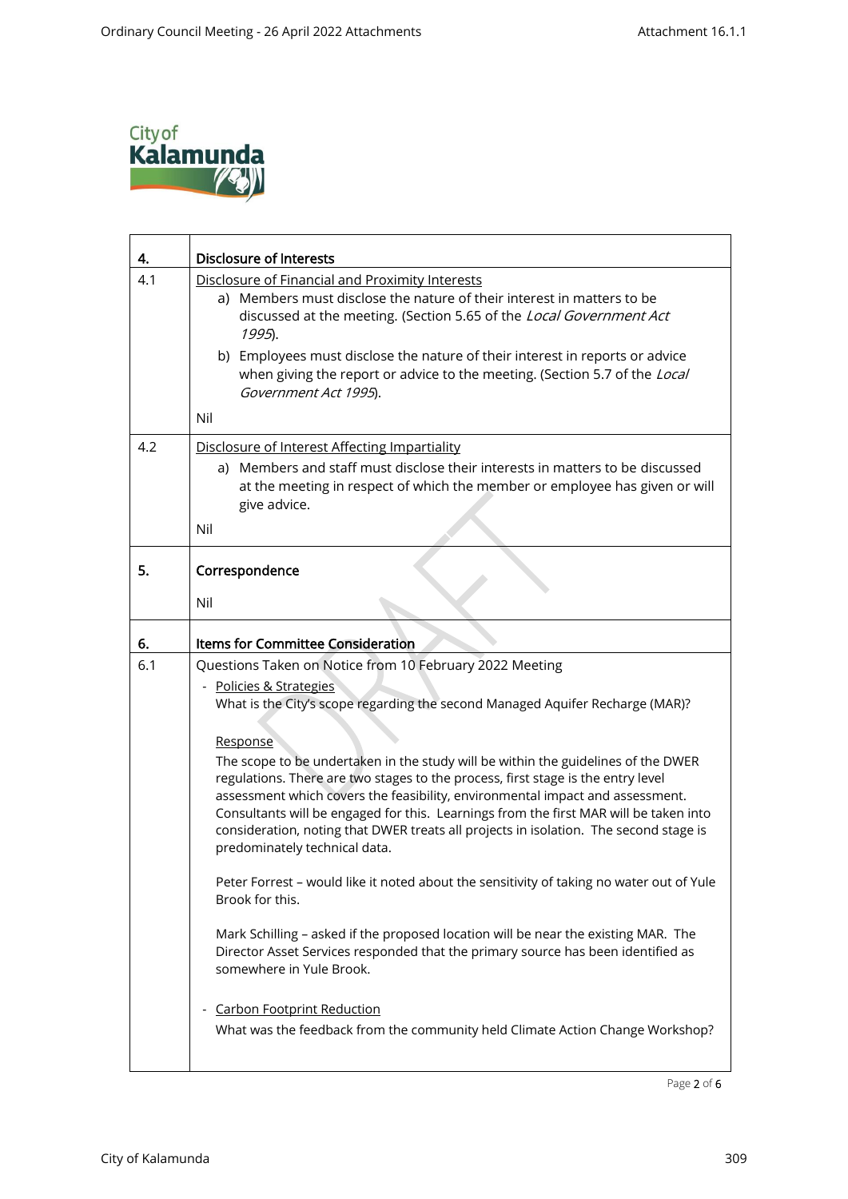| 4. | **Disclosure of Interests** |
|---|---|
| 4.1 | Disclosure of Financial and Proximity Interests<br>a) Members must disclose the nature of their interest in matters to be discussed at the meeting. (Section 5.65 of the *Local Government Act 1995*).<br>b) Employees must disclose the nature of their interest in reports or advice when giving the report or advice to the meeting. (Section 5.7 of the *Local Government Act 1995*).<br>Nil |
| 4.2 | Disclosure of Interest Affecting Impartiality<br>a) Members and staff must disclose their interests in matters to be discussed at the meeting in respect of which the member or employee has given or will give advice.<br>Nil |
| **5.** | **Correspondence**<br>Nil |
| **6.** | **Items for Committee Consideration** |
| 6.1 | Questions Taken on Notice from 10 February 2022 Meeting<br>- Policies & Strategies<br>What is the City's scope regarding the second Managed Aquifer Recharge (MAR)?<br><br>Response<br>The scope to be undertaken in the study will be within the guidelines of the DWER regulations. There are two stages to the process, first stage is the entry level assessment which covers the feasibility, environmental impact and assessment. Consultants will be engaged for this. Learnings from the first MAR will be taken into consideration, noting that DWER treats all projects in isolation. The second stage is predominately technical data.<br><br>Peter Forrest – would like it noted about the sensitivity of taking no water out of Yule Brook for this.<br><br>Mark Schilling – asked if the proposed location will be near the existing MAR. The Director Asset Services responded that the primary source has been identified as somewhere in Yule Brook.<br><br>- Carbon Footprint Reduction<br>What was the feedback from the community held Climate Action Change Workshop? |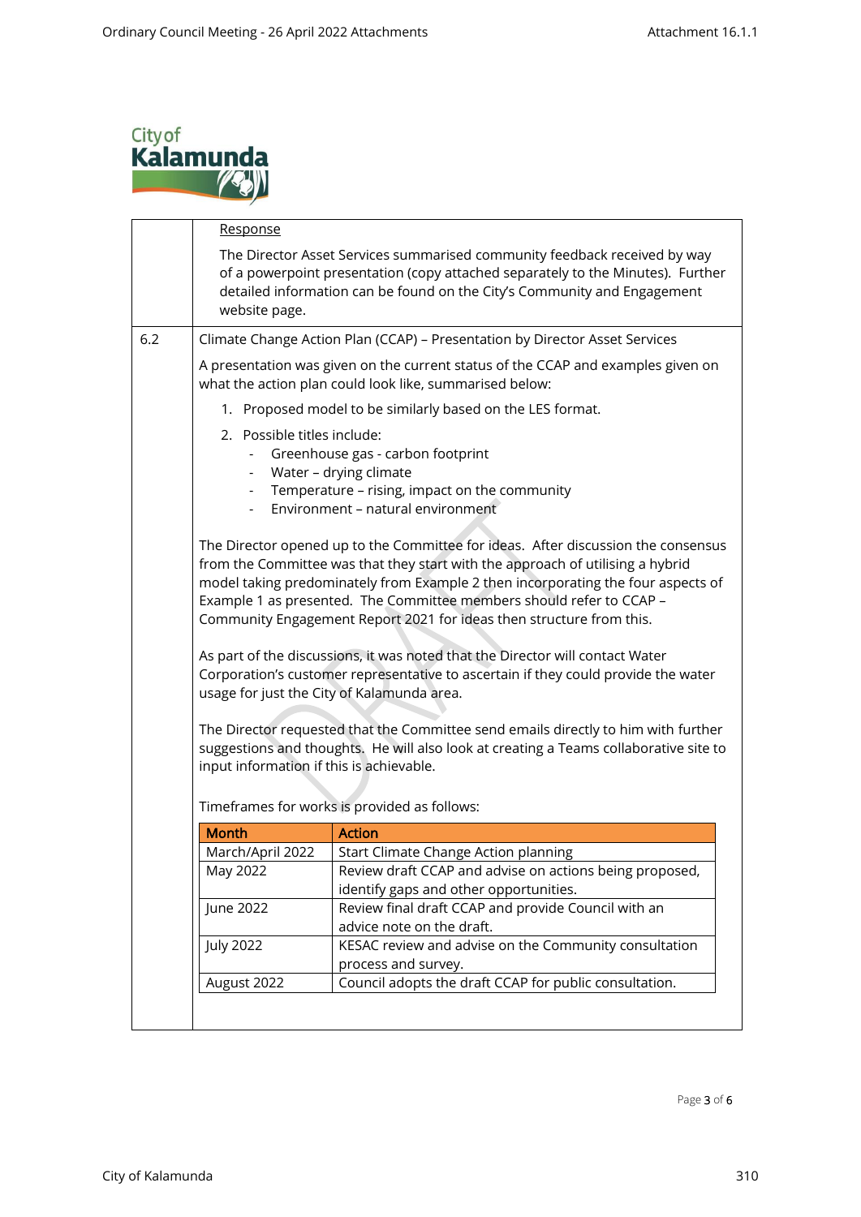<u>Response</u>

The Director Asset Services summarised community feedback received by way of a powerpoint presentation (copy attached separately to the Minutes). Further detailed information can be found on the City's Community and Engagement website page.

6.2 Climate Change Action Plan (CCAP) – Presentation by Director Asset Services

A presentation was given on the current status of the CCAP and examples given on what the action plan could look like, summarised below:

1. Proposed model to be similarly based on the LES format.
2. Possible titles include:
   - Greenhouse gas - carbon footprint
   - Water – drying climate
   - Temperature – rising, impact on the community
   - Environment – natural environment

The Director opened up to the Committee for ideas. After discussion the consensus from the Committee was that they start with the approach of utilising a hybrid model taking predominately from Example 2 then incorporating the four aspects of Example 1 as presented. The Committee members should refer to CCAP – Community Engagement Report 2021 for ideas then structure from this.

As part of the discussions, it was noted that the Director will contact Water Corporation's customer representative to ascertain if they could provide the water usage for just the City of Kalamunda area.

The Director requested that the Committee send emails directly to him with further suggestions and thoughts. He will also look at creating a Teams collaborative site to input information if this is achievable.

Timeframes for works is provided as follows:

| Month | Action |
|---|---|
| March/April 2022 | Start Climate Change Action planning |
| May 2022 | Review draft CCAP and advise on actions being proposed, identify gaps and other opportunities. |
| June 2022 | Review final draft CCAP and provide Council with an advice note on the draft. |
| July 2022 | KESAC review and advise on the Community consultation process and survey. |
| August 2022 | Council adopts the draft CCAP for public consultation. |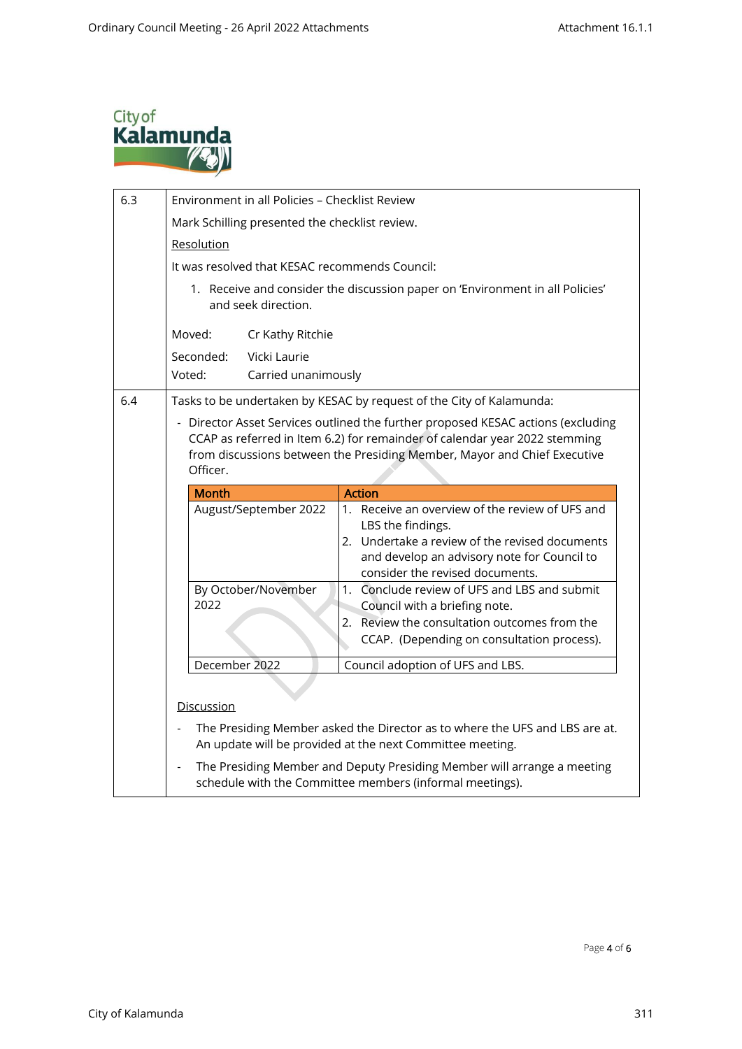City of Kalamunda

| | |
|---|---|
| 6.3 | Environment in all Policies – Checklist Review<br><br>Mark Schilling presented the checklist review.<br><br>Resolution<br><br>It was resolved that KESAC recommends Council:<br><br>1. Receive and consider the discussion paper on 'Environment in all Policies' and seek direction.<br><br>Moved: Cr Kathy Ritchie<br>Seconded: Vicki Laurie<br>Voted: Carried unanimously |
| 6.4 | Tasks to be undertaken by KESAC by request of the City of Kalamunda:<br><br>- Director Asset Services outlined the further proposed KESAC actions (excluding CCAP as referred in Item 6.2) for remainder of calendar year 2022 stemming from discussions between the Presiding Member, Mayor and Chief Executive Officer.<br><br>(see table below)<br><br>Discussion<br><br>- The Presiding Member asked the Director as to where the UFS and LBS are at. An update will be provided at the next Committee meeting.<br>- The Presiding Member and Deputy Presiding Member will arrange a meeting schedule with the Committee members (informal meetings). |

| Month | Action |
|---|---|
| August/September 2022 | 1. Receive an overview of the review of UFS and LBS the findings.<br>2. Undertake a review of the revised documents and develop an advisory note for Council to consider the revised documents. |
| By October/November 2022 | 1. Conclude review of UFS and LBS and submit Council with a briefing note.<br>2. Review the consultation outcomes from the CCAP. (Depending on consultation process). |
| December 2022 | Council adoption of UFS and LBS. |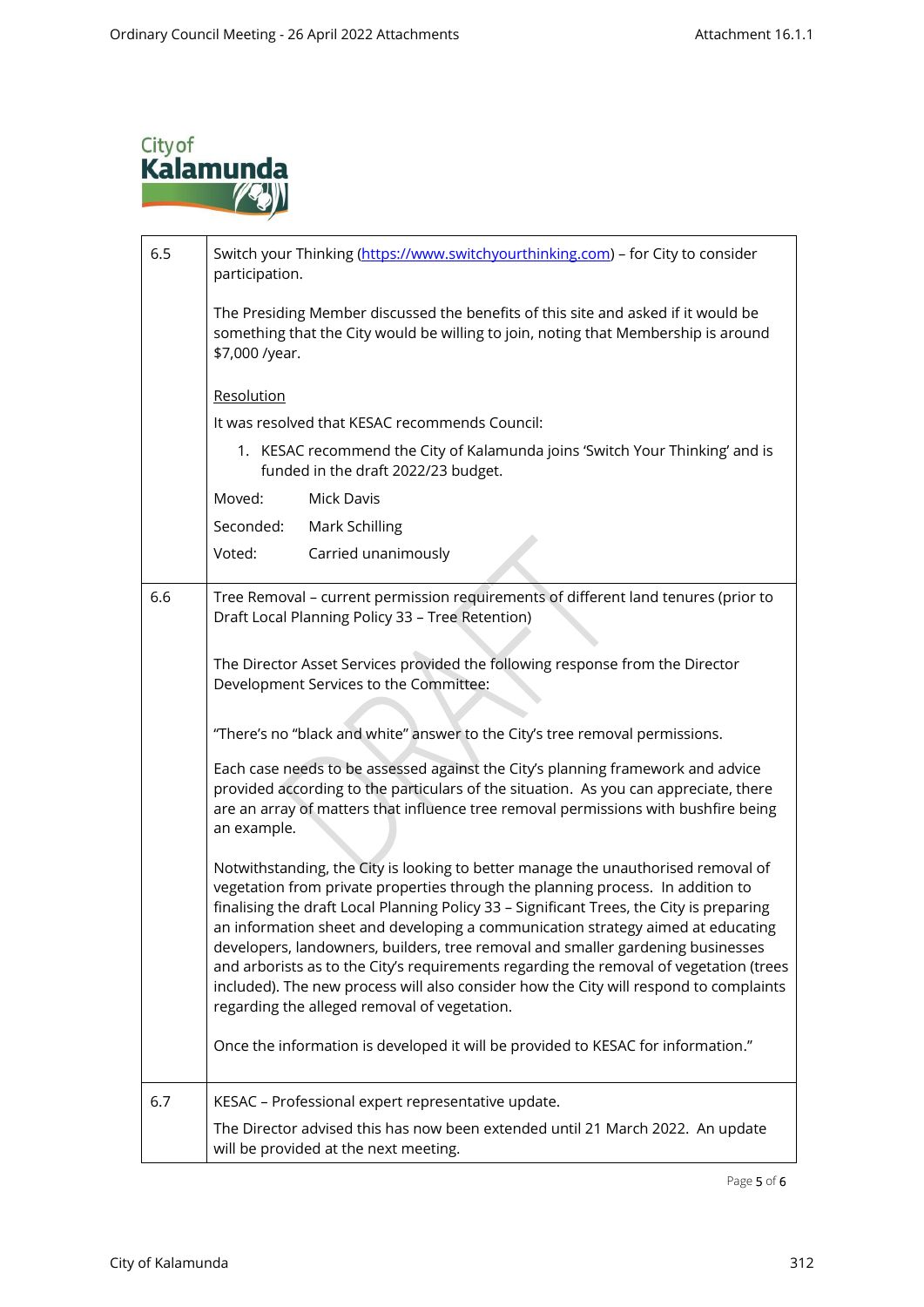| | |
|---|---|
| 6.5 | Switch your Thinking (https://www.switchyourthinking.com) – for City to consider participation.<br><br>The Presiding Member discussed the benefits of this site and asked if it would be something that the City would be willing to join, noting that Membership is around $7,000 /year.<br><br>Resolution<br><br>It was resolved that KESAC recommends Council:<br><br>1. KESAC recommend the City of Kalamunda joins 'Switch Your Thinking' and is funded in the draft 2022/23 budget.<br><br>Moved: Mick Davis<br><br>Seconded: Mark Schilling<br><br>Voted: Carried unanimously |
| 6.6 | Tree Removal – current permission requirements of different land tenures (prior to Draft Local Planning Policy 33 – Tree Retention)<br><br>The Director Asset Services provided the following response from the Director Development Services to the Committee:<br><br>"There's no "black and white" answer to the City's tree removal permissions.<br><br>Each case needs to be assessed against the City's planning framework and advice provided according to the particulars of the situation. As you can appreciate, there are an array of matters that influence tree removal permissions with bushfire being an example.<br><br>Notwithstanding, the City is looking to better manage the unauthorised removal of vegetation from private properties through the planning process. In addition to finalising the draft Local Planning Policy 33 – Significant Trees, the City is preparing an information sheet and developing a communication strategy aimed at educating developers, landowners, builders, tree removal and smaller gardening businesses and arborists as to the City's requirements regarding the removal of vegetation (trees included). The new process will also consider how the City will respond to complaints regarding the alleged removal of vegetation.<br><br>Once the information is developed it will be provided to KESAC for information." |
| 6.7 | KESAC – Professional expert representative update.<br><br>The Director advised this has now been extended until 21 March 2022. An update will be provided at the next meeting. |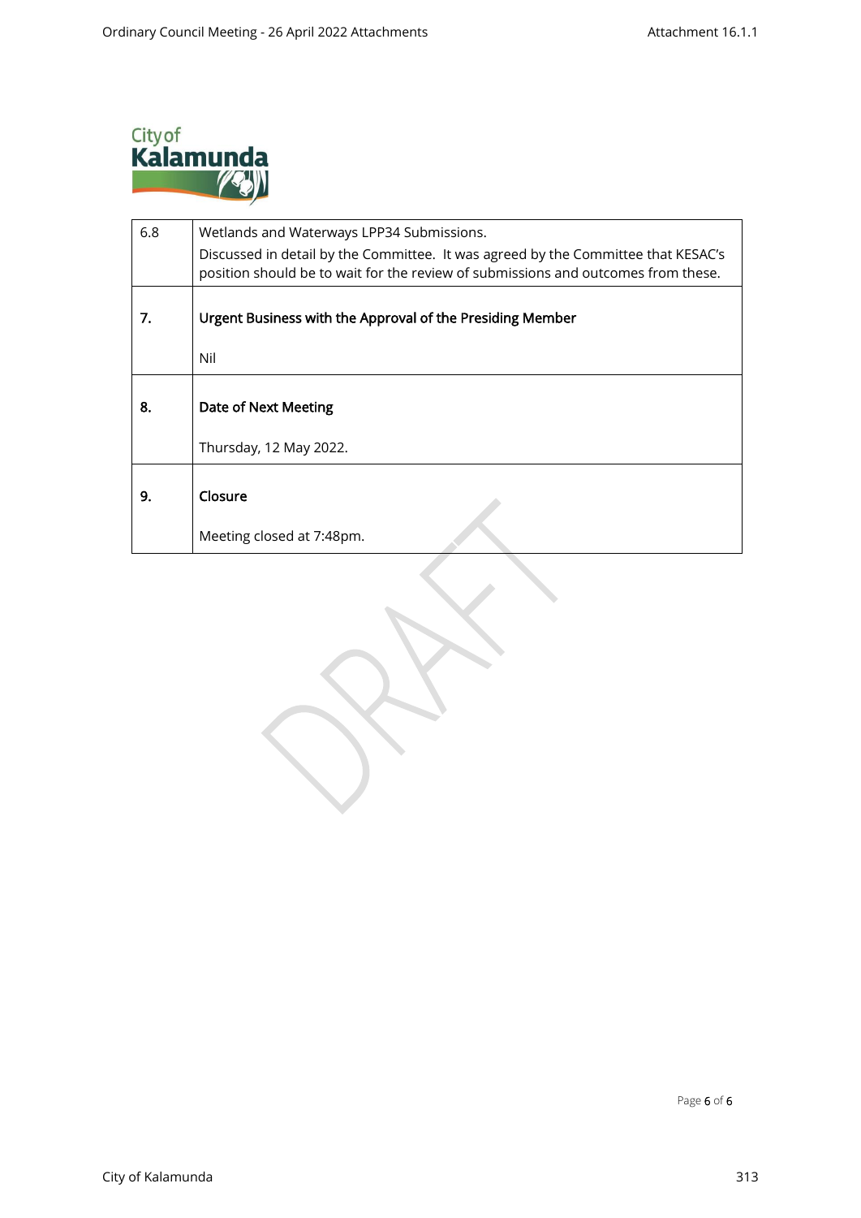| | |
|---|---|
| 6.8 | Wetlands and Waterways LPP34 Submissions.<br>Discussed in detail by the Committee. It was agreed by the Committee that KESAC's position should be to wait for the review of submissions and outcomes from these. |
| **7.** | **Urgent Business with the Approval of the Presiding Member**<br><br>Nil |
| **8.** | **Date of Next Meeting**<br><br>Thursday, 12 May 2022. |
| **9.** | **Closure**<br><br>Meeting closed at 7:48pm. |

DRAFT